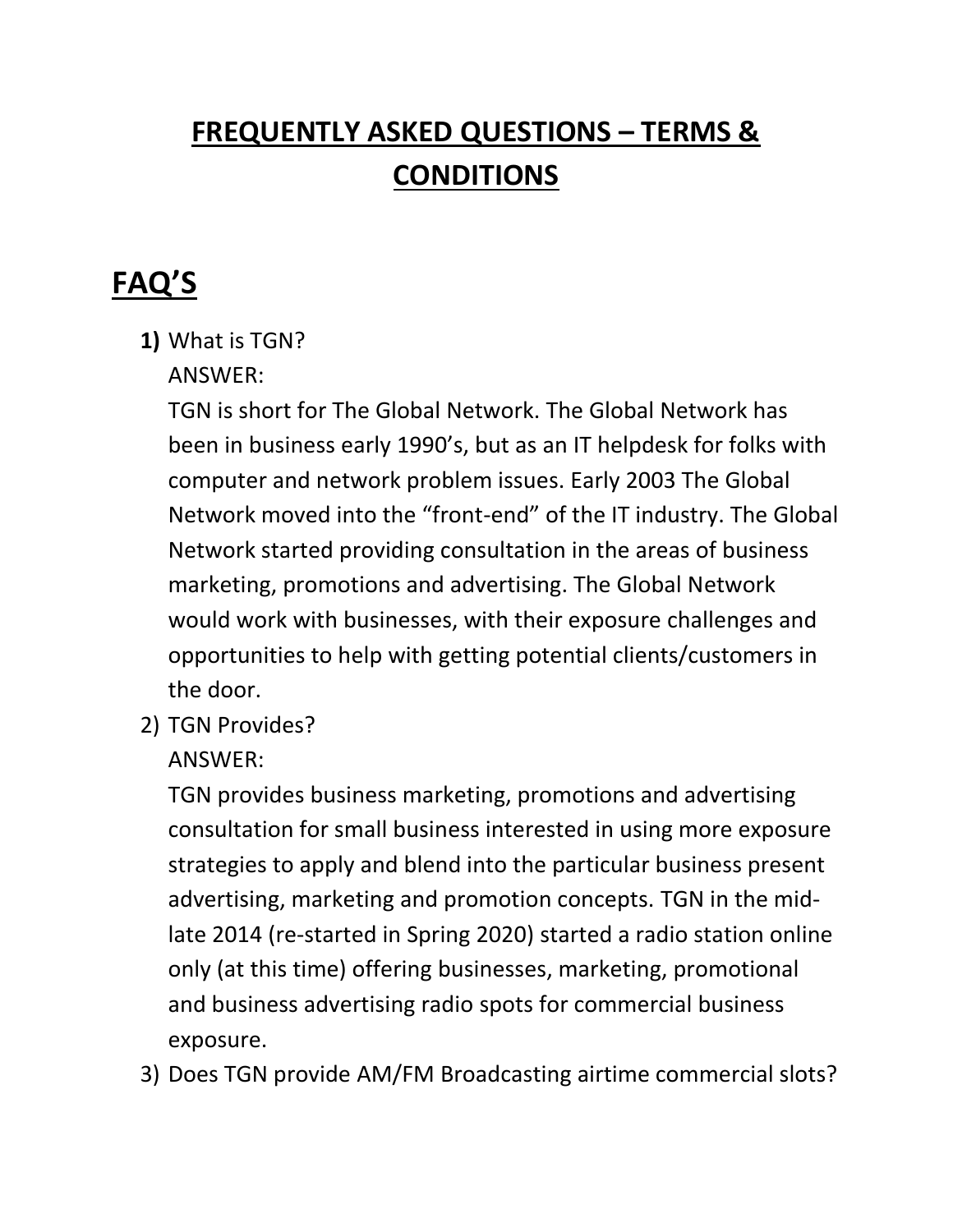# FREQUENTLY ASKED QUESTIONS – TERMS & CONDITIONS

## FAQ'S

1) What is TGN?
   ANSWER:
   TGN is short for The Global Network. The Global Network has been in business early 1990's, but as an IT helpdesk for folks with computer and network problem issues. Early 2003 The Global Network moved into the "front-end" of the IT industry. The Global Network started providing consultation in the areas of business marketing, promotions and advertising. The Global Network would work with businesses, with their exposure challenges and opportunities to help with getting potential clients/customers in the door.
2) TGN Provides?
   ANSWER:
   TGN provides business marketing, promotions and advertising consultation for small business interested in using more exposure strategies to apply and blend into the particular business present advertising, marketing and promotion concepts. TGN in the mid-late 2014 (re-started in Spring 2020) started a radio station online only (at this time) offering businesses, marketing, promotional and business advertising radio spots for commercial business exposure.
3) Does TGN provide AM/FM Broadcasting airtime commercial slots?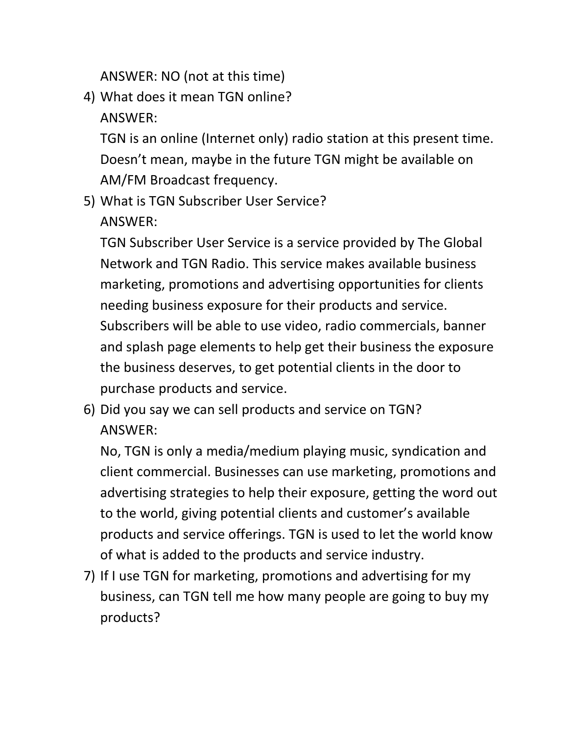ANSWER: NO (not at this time)

4) What does it mean TGN online?

   ANSWER:

   TGN is an online (Internet only) radio station at this present time. Doesn't mean, maybe in the future TGN might be available on AM/FM Broadcast frequency.

5) What is TGN Subscriber User Service?

   ANSWER:

   TGN Subscriber User Service is a service provided by The Global Network and TGN Radio. This service makes available business marketing, promotions and advertising opportunities for clients needing business exposure for their products and service. Subscribers will be able to use video, radio commercials, banner and splash page elements to help get their business the exposure the business deserves, to get potential clients in the door to purchase products and service.

6) Did you say we can sell products and service on TGN?

   ANSWER:

   No, TGN is only a media/medium playing music, syndication and client commercial. Businesses can use marketing, promotions and advertising strategies to help their exposure, getting the word out to the world, giving potential clients and customer's available products and service offerings. TGN is used to let the world know of what is added to the products and service industry.

7) If I use TGN for marketing, promotions and advertising for my business, can TGN tell me how many people are going to buy my products?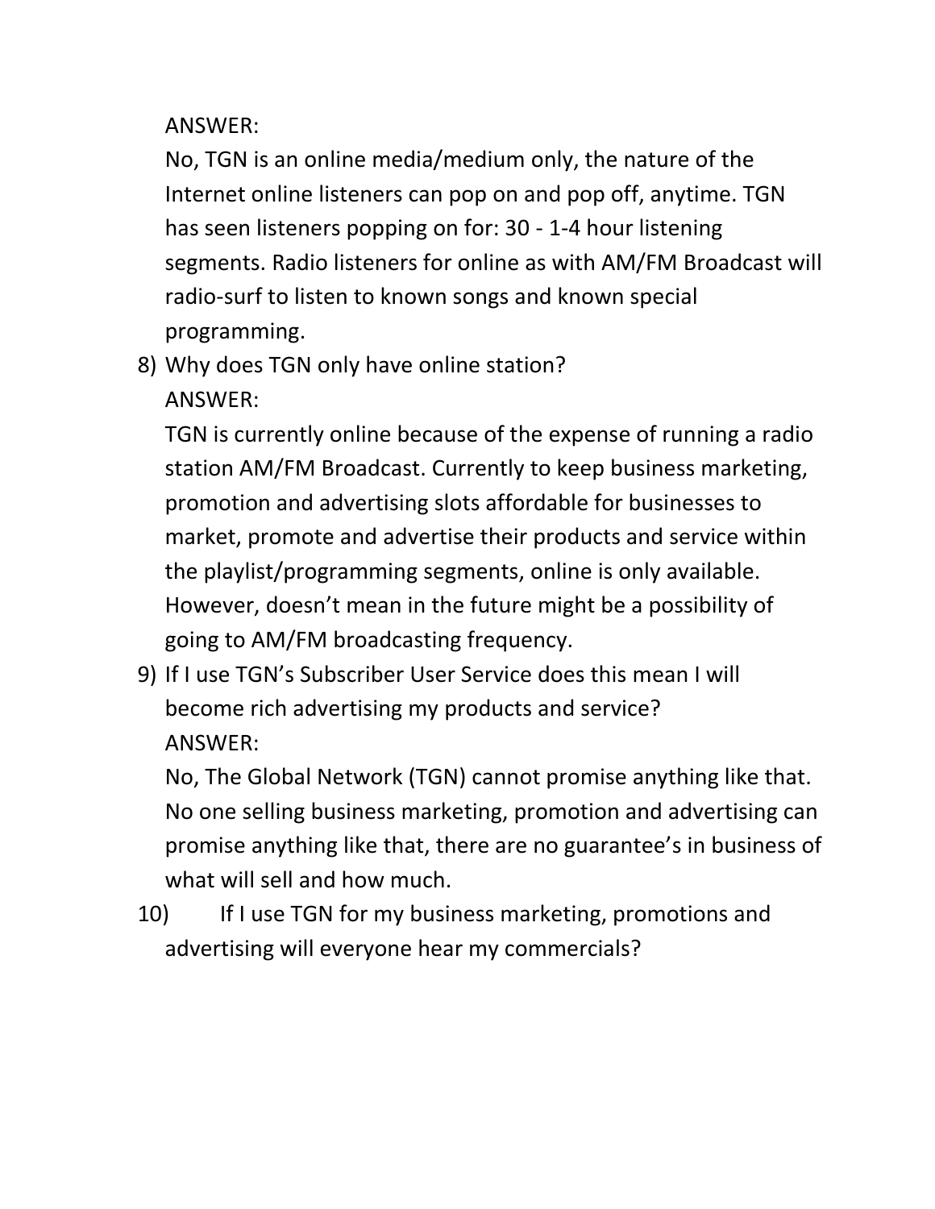ANSWER:

No, TGN is an online media/medium only, the nature of the Internet online listeners can pop on and pop off, anytime. TGN has seen listeners popping on for: 30 - 1-4 hour listening segments. Radio listeners for online as with AM/FM Broadcast will radio-surf to listen to known songs and known special programming.

8) Why does TGN only have online station?

   ANSWER:

   TGN is currently online because of the expense of running a radio station AM/FM Broadcast. Currently to keep business marketing, promotion and advertising slots affordable for businesses to market, promote and advertise their products and service within the playlist/programming segments, online is only available. However, doesn't mean in the future might be a possibility of going to AM/FM broadcasting frequency.

9) If I use TGN's Subscriber User Service does this mean I will become rich advertising my products and service?

   ANSWER:

   No, The Global Network (TGN) cannot promise anything like that. No one selling business marketing, promotion and advertising can promise anything like that, there are no guarantee's in business of what will sell and how much.

10) If I use TGN for my business marketing, promotions and advertising will everyone hear my commercials?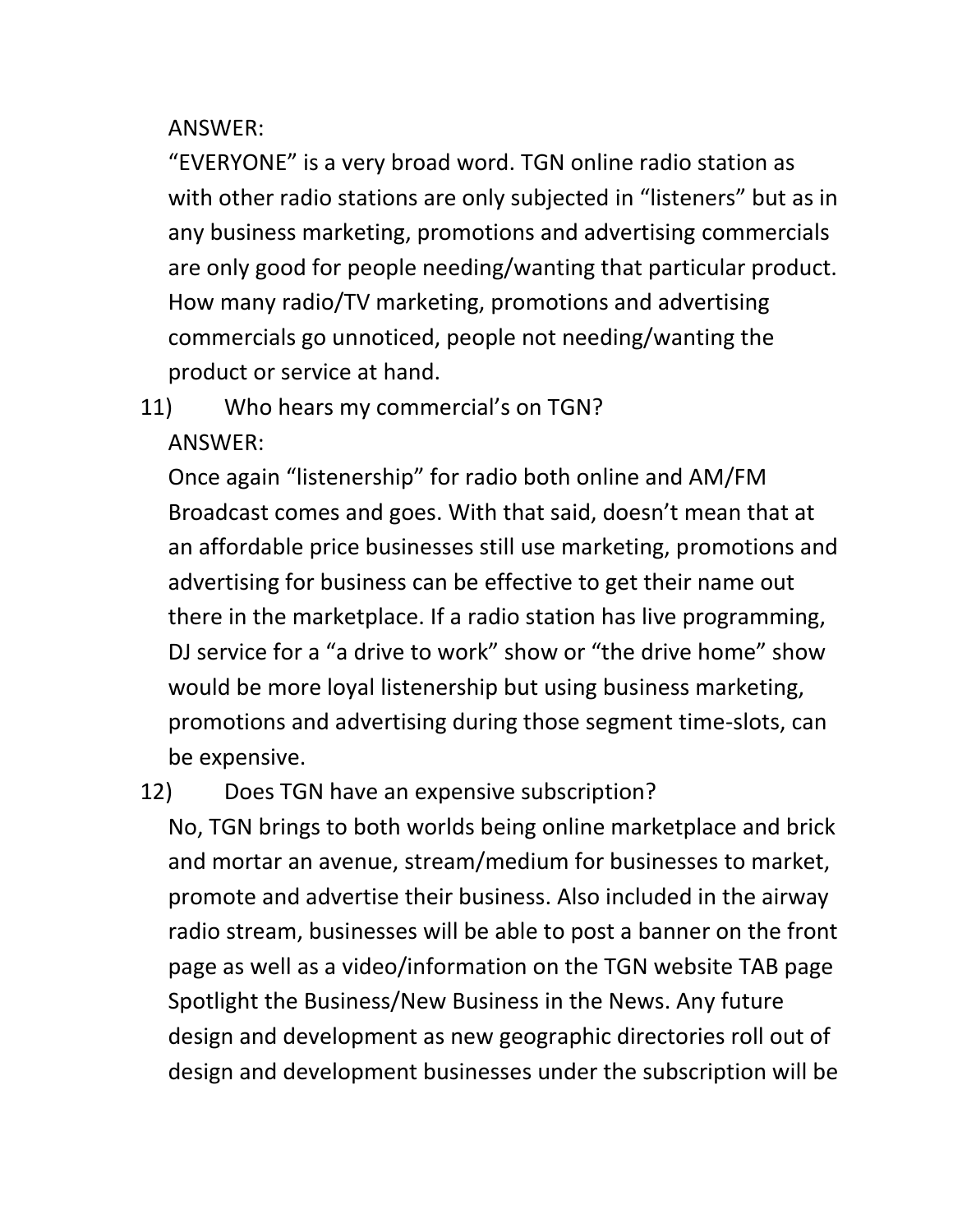ANSWER:

"EVERYONE" is a very broad word. TGN online radio station as with other radio stations are only subjected in "listeners" but as in any business marketing, promotions and advertising commercials are only good for people needing/wanting that particular product. How many radio/TV marketing, promotions and advertising commercials go unnoticed, people not needing/wanting the product or service at hand.

11) Who hears my commercial's on TGN?

ANSWER:

Once again "listenership" for radio both online and AM/FM Broadcast comes and goes. With that said, doesn't mean that at an affordable price businesses still use marketing, promotions and advertising for business can be effective to get their name out there in the marketplace. If a radio station has live programming, DJ service for a "a drive to work" show or "the drive home" show would be more loyal listenership but using business marketing, promotions and advertising during those segment time-slots, can be expensive.

12) Does TGN have an expensive subscription?

No, TGN brings to both worlds being online marketplace and brick and mortar an avenue, stream/medium for businesses to market, promote and advertise their business. Also included in the airway radio stream, businesses will be able to post a banner on the front page as well as a video/information on the TGN website TAB page Spotlight the Business/New Business in the News. Any future design and development as new geographic directories roll out of design and development businesses under the subscription will be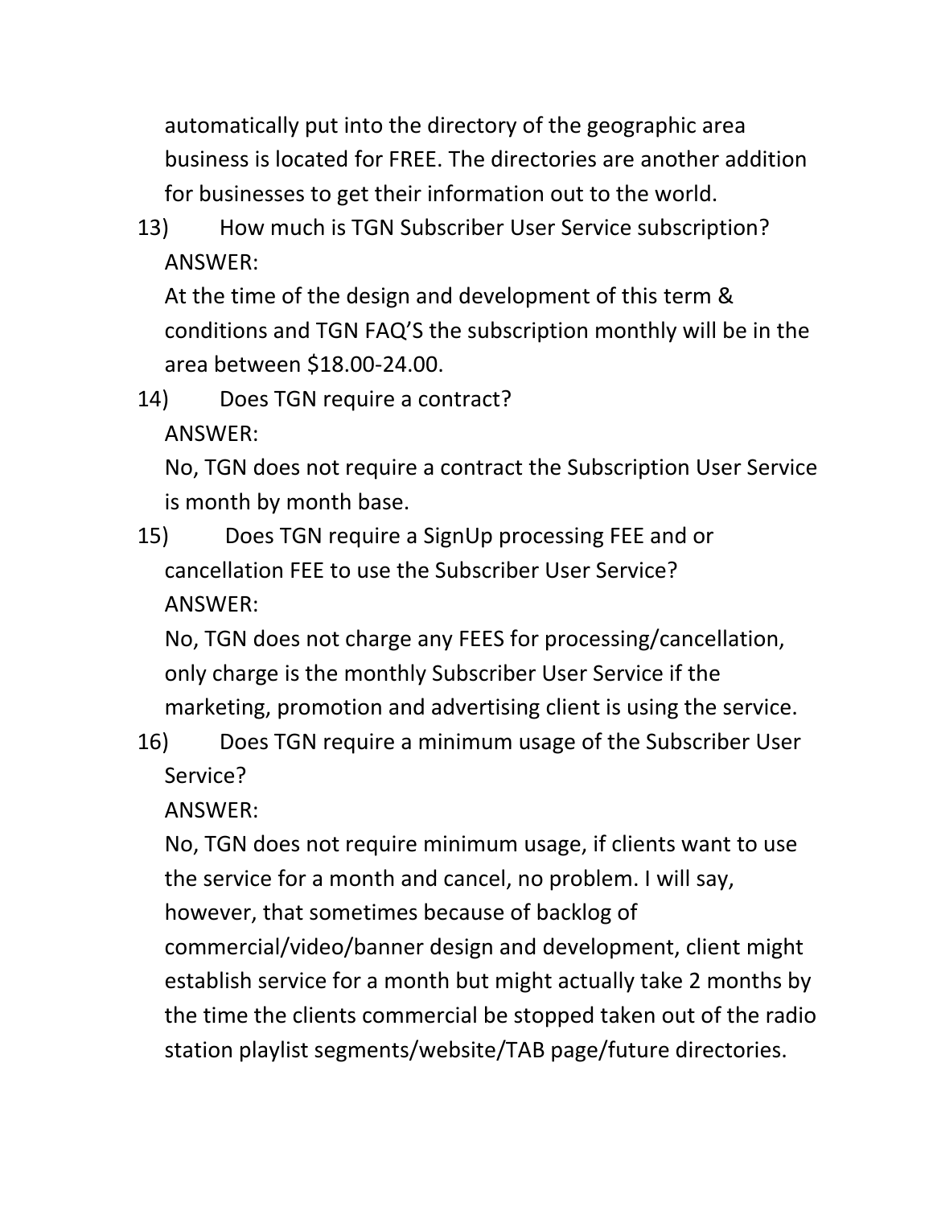automatically put into the directory of the geographic area business is located for FREE. The directories are another addition for businesses to get their information out to the world.

13) How much is TGN Subscriber User Service subscription?

ANSWER:

At the time of the design and development of this term & conditions and TGN FAQ'S the subscription monthly will be in the area between $18.00-24.00.

14) Does TGN require a contract?

ANSWER:

No, TGN does not require a contract the Subscription User Service is month by month base.

15) Does TGN require a SignUp processing FEE and or cancellation FEE to use the Subscriber User Service?

ANSWER:

No, TGN does not charge any FEES for processing/cancellation, only charge is the monthly Subscriber User Service if the marketing, promotion and advertising client is using the service.

16) Does TGN require a minimum usage of the Subscriber User Service?

ANSWER:

No, TGN does not require minimum usage, if clients want to use the service for a month and cancel, no problem. I will say, however, that sometimes because of backlog of commercial/video/banner design and development, client might establish service for a month but might actually take 2 months by the time the clients commercial be stopped taken out of the radio station playlist segments/website/TAB page/future directories.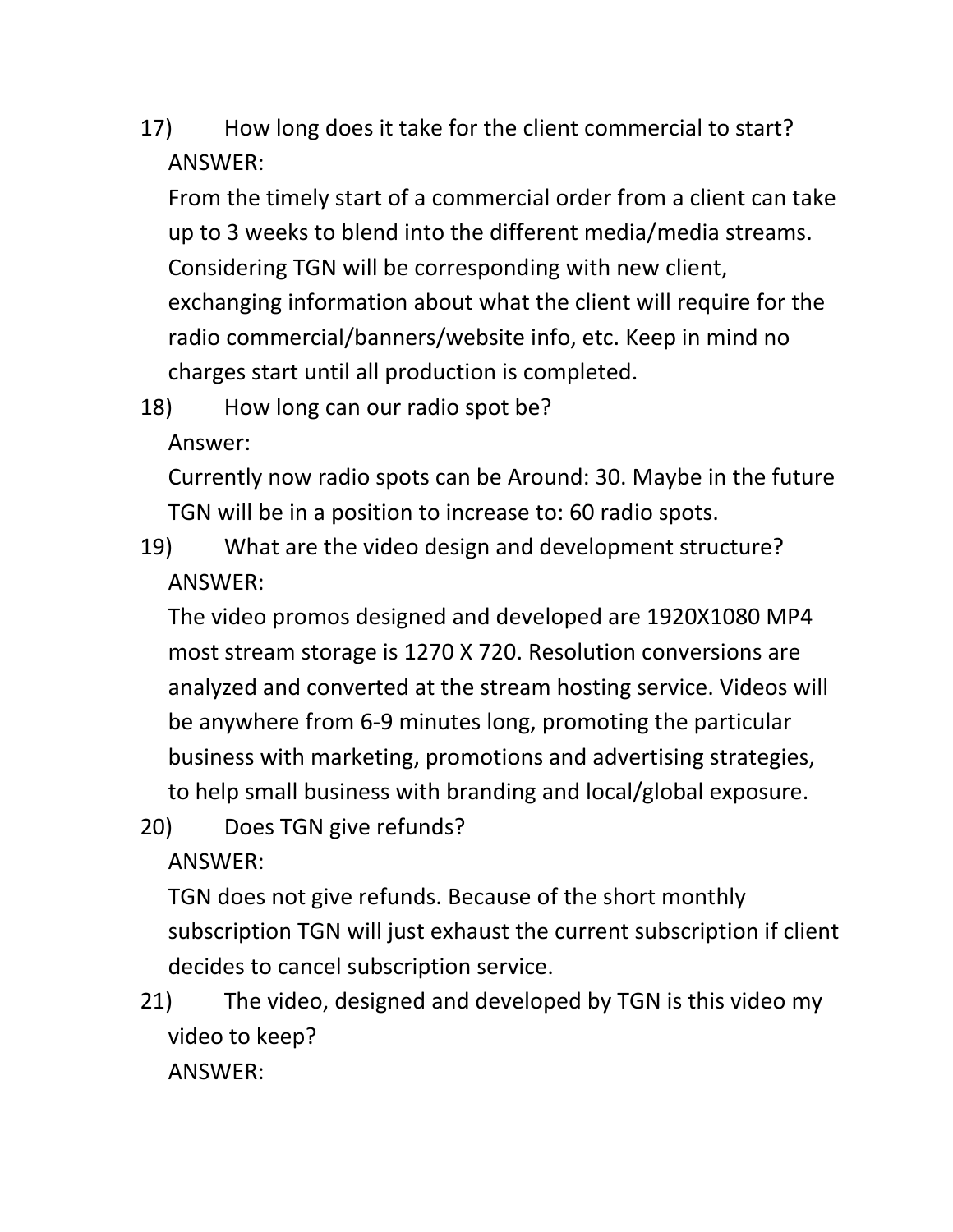17) How long does it take for the client commercial to start?

ANSWER:

From the timely start of a commercial order from a client can take up to 3 weeks to blend into the different media/media streams. Considering TGN will be corresponding with new client, exchanging information about what the client will require for the radio commercial/banners/website info, etc. Keep in mind no charges start until all production is completed.

18) How long can our radio spot be?

Answer:

Currently now radio spots can be Around: 30. Maybe in the future TGN will be in a position to increase to: 60 radio spots.

19) What are the video design and development structure?

ANSWER:

The video promos designed and developed are 1920X1080 MP4 most stream storage is 1270 X 720. Resolution conversions are analyzed and converted at the stream hosting service. Videos will be anywhere from 6-9 minutes long, promoting the particular business with marketing, promotions and advertising strategies, to help small business with branding and local/global exposure.

20) Does TGN give refunds?

ANSWER:

TGN does not give refunds. Because of the short monthly subscription TGN will just exhaust the current subscription if client decides to cancel subscription service.

21) The video, designed and developed by TGN is this video my video to keep?

ANSWER: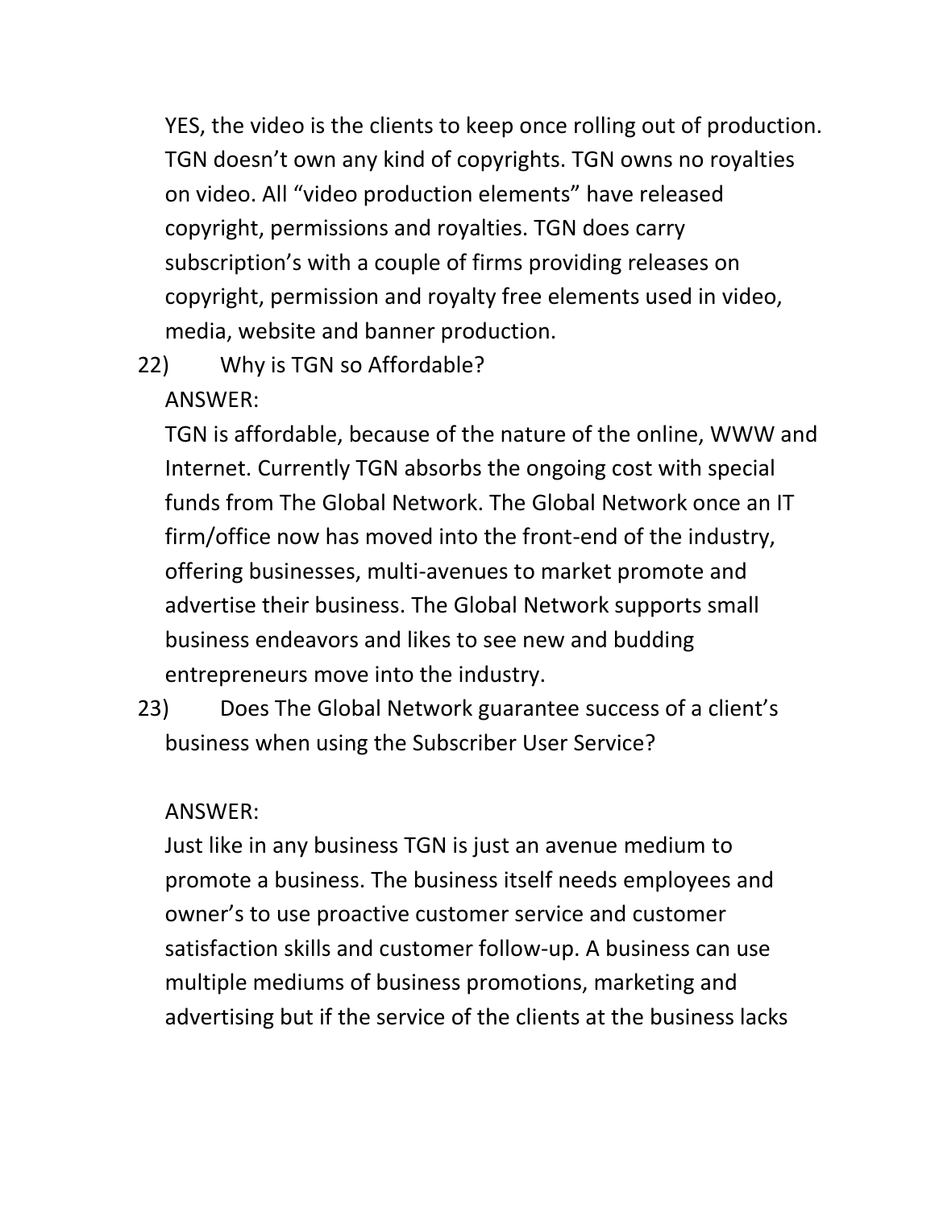YES, the video is the clients to keep once rolling out of production. TGN doesn't own any kind of copyrights. TGN owns no royalties on video. All "video production elements" have released copyright, permissions and royalties. TGN does carry subscription's with a couple of firms providing releases on copyright, permission and royalty free elements used in video, media, website and banner production.

22) Why is TGN so Affordable?

ANSWER:

TGN is affordable, because of the nature of the online, WWW and Internet. Currently TGN absorbs the ongoing cost with special funds from The Global Network. The Global Network once an IT firm/office now has moved into the front-end of the industry, offering businesses, multi-avenues to market promote and advertise their business. The Global Network supports small business endeavors and likes to see new and budding entrepreneurs move into the industry.

23) Does The Global Network guarantee success of a client's business when using the Subscriber User Service?

ANSWER:

Just like in any business TGN is just an avenue medium to promote a business. The business itself needs employees and owner's to use proactive customer service and customer satisfaction skills and customer follow-up. A business can use multiple mediums of business promotions, marketing and advertising but if the service of the clients at the business lacks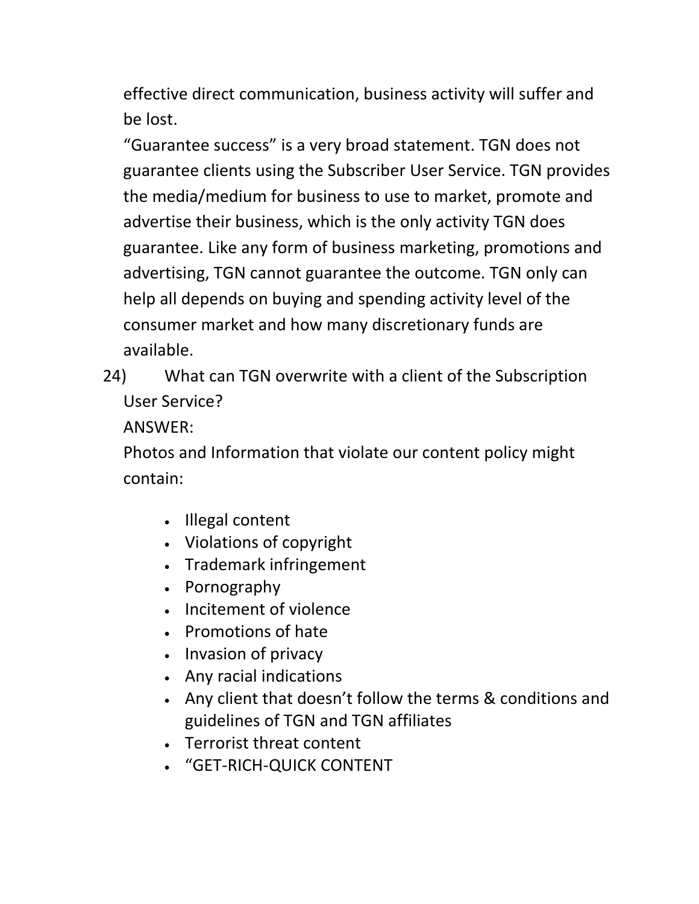effective direct communication, business activity will suffer and be lost.

"Guarantee success" is a very broad statement. TGN does not guarantee clients using the Subscriber User Service. TGN provides the media/medium for business to use to market, promote and advertise their business, which is the only activity TGN does guarantee. Like any form of business marketing, promotions and advertising, TGN cannot guarantee the outcome. TGN only can help all depends on buying and spending activity level of the consumer market and how many discretionary funds are available.

24) What can TGN overwrite with a client of the Subscription User Service?

ANSWER:

Photos and Information that violate our content policy might contain:

- Illegal content
- Violations of copyright
- Trademark infringement
- Pornography
- Incitement of violence
- Promotions of hate
- Invasion of privacy
- Any racial indications
- Any client that doesn't follow the terms & conditions and guidelines of TGN and TGN affiliates
- Terrorist threat content
- "GET-RICH-QUICK CONTENT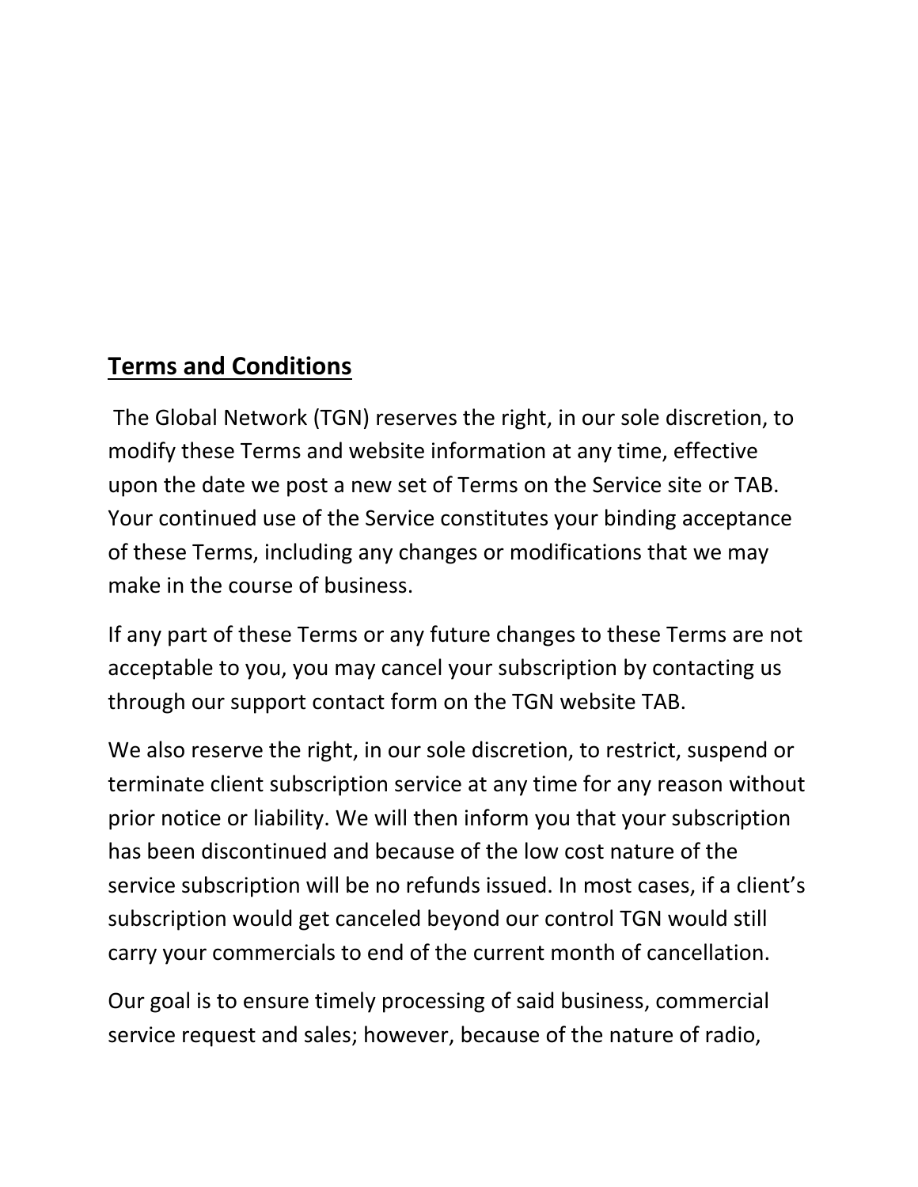## Terms and Conditions

The Global Network (TGN) reserves the right, in our sole discretion, to modify these Terms and website information at any time, effective upon the date we post a new set of Terms on the Service site or TAB. Your continued use of the Service constitutes your binding acceptance of these Terms, including any changes or modifications that we may make in the course of business.

If any part of these Terms or any future changes to these Terms are not acceptable to you, you may cancel your subscription by contacting us through our support contact form on the TGN website TAB.

We also reserve the right, in our sole discretion, to restrict, suspend or terminate client subscription service at any time for any reason without prior notice or liability. We will then inform you that your subscription has been discontinued and because of the low cost nature of the service subscription will be no refunds issued. In most cases, if a client's subscription would get canceled beyond our control TGN would still carry your commercials to end of the current month of cancellation.

Our goal is to ensure timely processing of said business, commercial service request and sales; however, because of the nature of radio,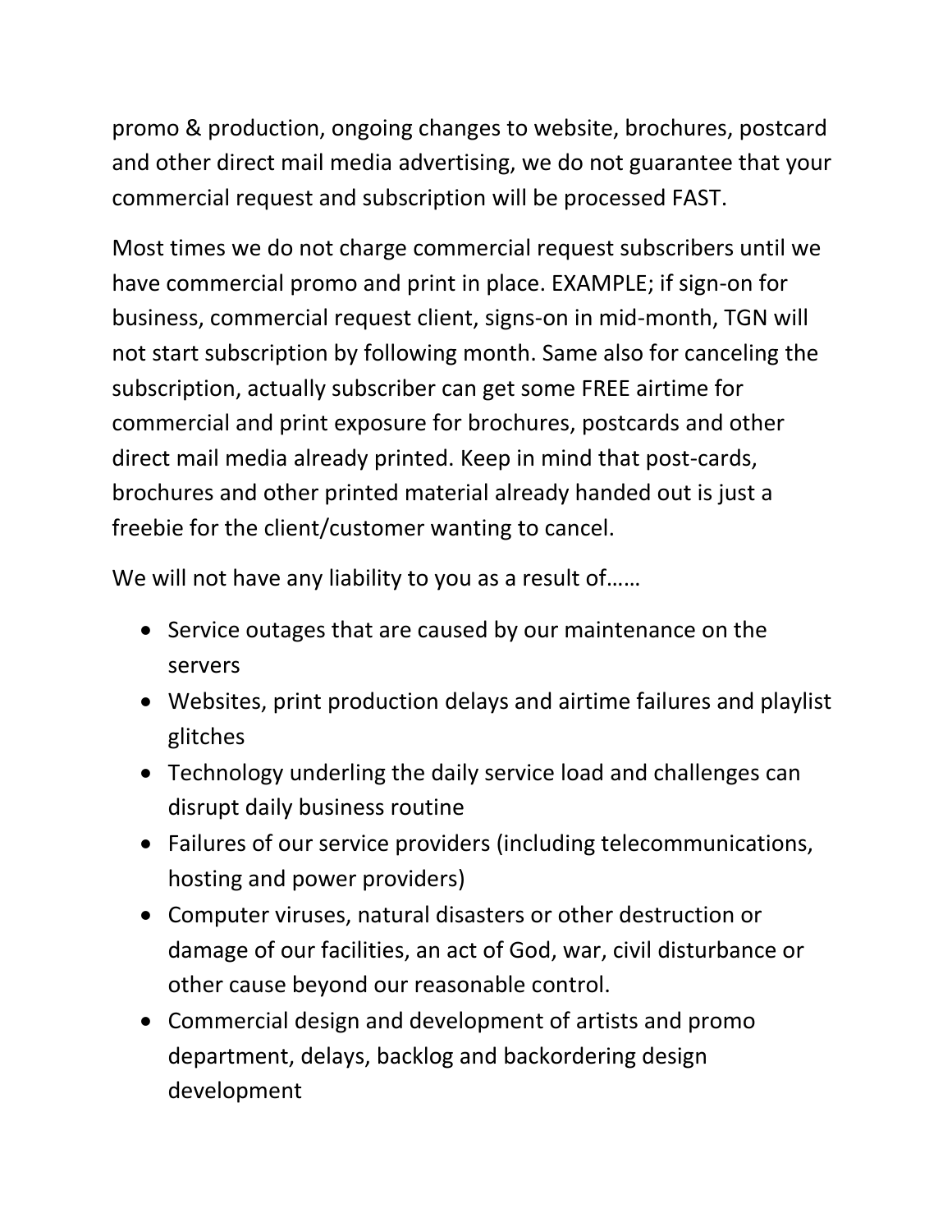promo & production, ongoing changes to website, brochures, postcard and other direct mail media advertising, we do not guarantee that your commercial request and subscription will be processed FAST.

Most times we do not charge commercial request subscribers until we have commercial promo and print in place. EXAMPLE; if sign-on for business, commercial request client, signs-on in mid-month, TGN will not start subscription by following month. Same also for canceling the subscription, actually subscriber can get some FREE airtime for commercial and print exposure for brochures, postcards and other direct mail media already printed. Keep in mind that post-cards, brochures and other printed material already handed out is just a freebie for the client/customer wanting to cancel.

We will not have any liability to you as a result of……

- Service outages that are caused by our maintenance on the servers
- Websites, print production delays and airtime failures and playlist glitches
- Technology underling the daily service load and challenges can disrupt daily business routine
- Failures of our service providers (including telecommunications, hosting and power providers)
- Computer viruses, natural disasters or other destruction or damage of our facilities, an act of God, war, civil disturbance or other cause beyond our reasonable control.
- Commercial design and development of artists and promo department, delays, backlog and backordering design development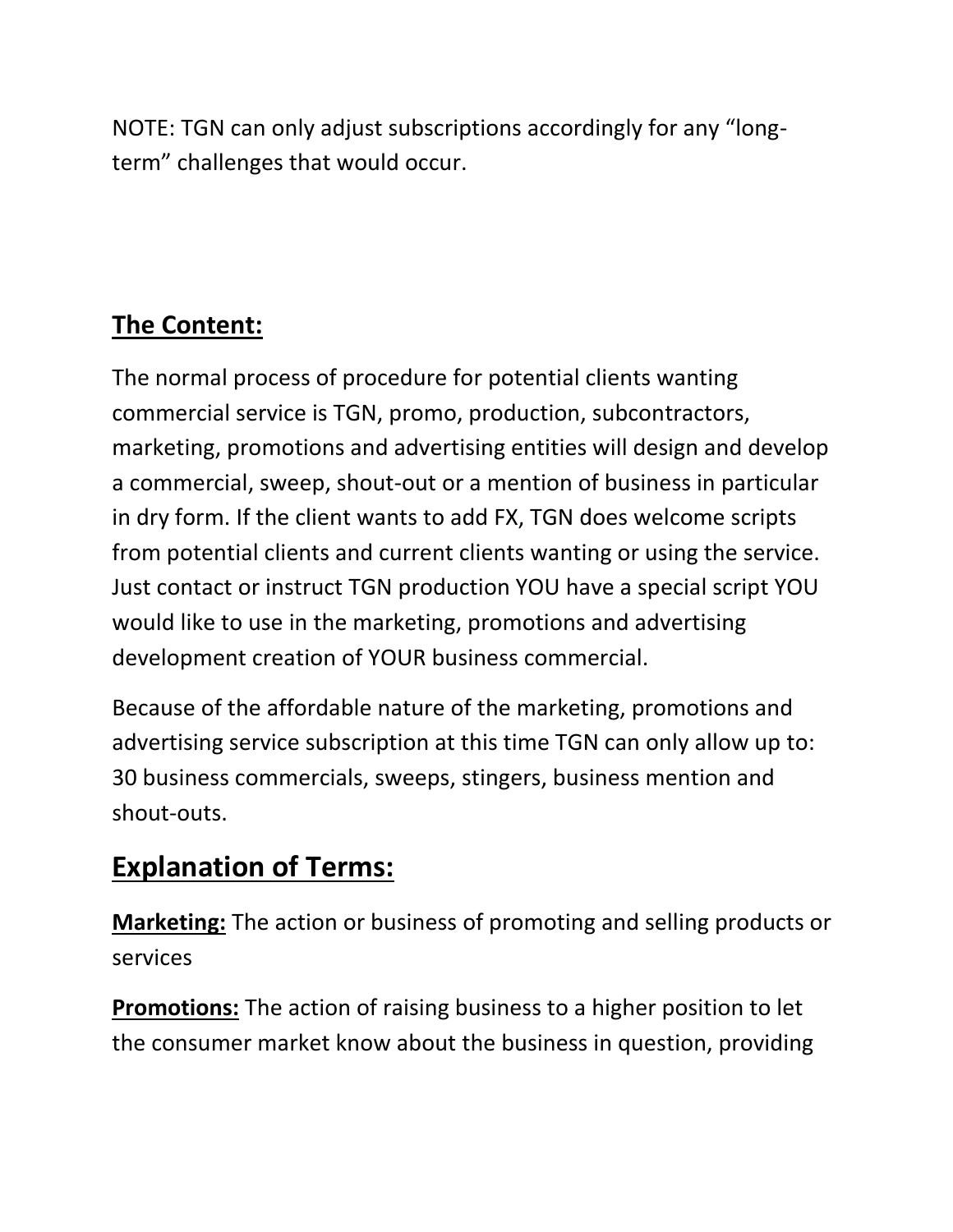NOTE: TGN can only adjust subscriptions accordingly for any "long-term" challenges that would occur.

## The Content:

The normal process of procedure for potential clients wanting commercial service is TGN, promo, production, subcontractors, marketing, promotions and advertising entities will design and develop a commercial, sweep, shout-out or a mention of business in particular in dry form. If the client wants to add FX, TGN does welcome scripts from potential clients and current clients wanting or using the service. Just contact or instruct TGN production YOU have a special script YOU would like to use in the marketing, promotions and advertising development creation of YOUR business commercial.

Because of the affordable nature of the marketing, promotions and advertising service subscription at this time TGN can only allow up to: 30 business commercials, sweeps, stingers, business mention and shout-outs.

# Explanation of Terms:

**Marketing:** The action or business of promoting and selling products or services

**Promotions:** The action of raising business to a higher position to let the consumer market know about the business in question, providing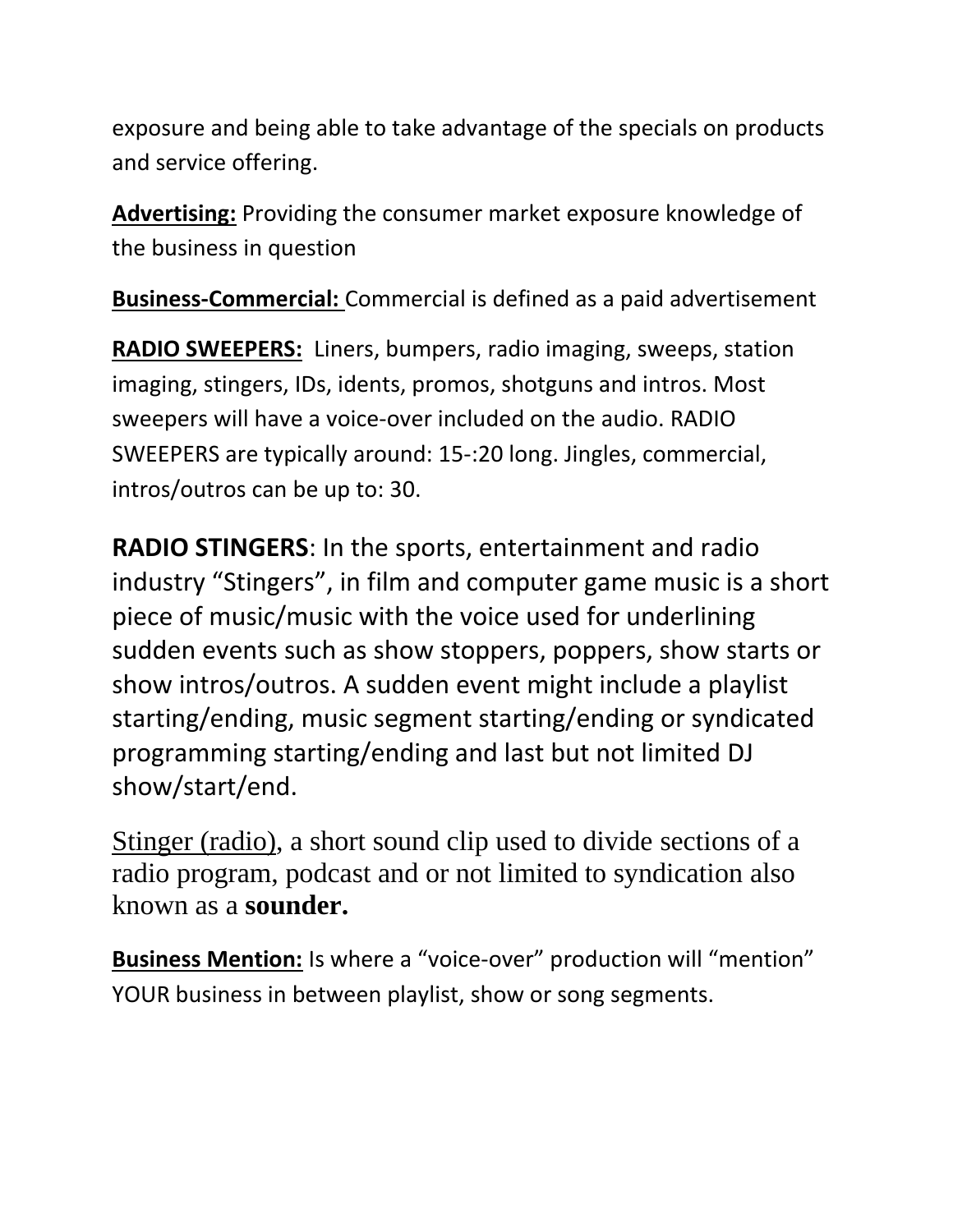exposure and being able to take advantage of the specials on products and service offering.

**<u>Advertising:</u>** Providing the consumer market exposure knowledge of the business in question

**<u>Business-Commercial:</u>** Commercial is defined as a paid advertisement

**<u>RADIO SWEEPERS:</u>** Liners, bumpers, radio imaging, sweeps, station imaging, stingers, IDs, idents, promos, shotguns and intros. Most sweepers will have a voice-over included on the audio. RADIO SWEEPERS are typically around: 15-:20 long. Jingles, commercial, intros/outros can be up to: 30.

**RADIO STINGERS**: In the sports, entertainment and radio industry "Stingers", in film and computer game music is a short piece of music/music with the voice used for underlining sudden events such as show stoppers, poppers, show starts or show intros/outros. A sudden event might include a playlist starting/ending, music segment starting/ending or syndicated programming starting/ending and last but not limited DJ show/start/end.

<u>Stinger (radio)</u>, a short sound clip used to divide sections of a radio program, podcast and or not limited to syndication also known as a **sounder.**

**<u>Business Mention:</u>** Is where a "voice-over" production will "mention" YOUR business in between playlist, show or song segments.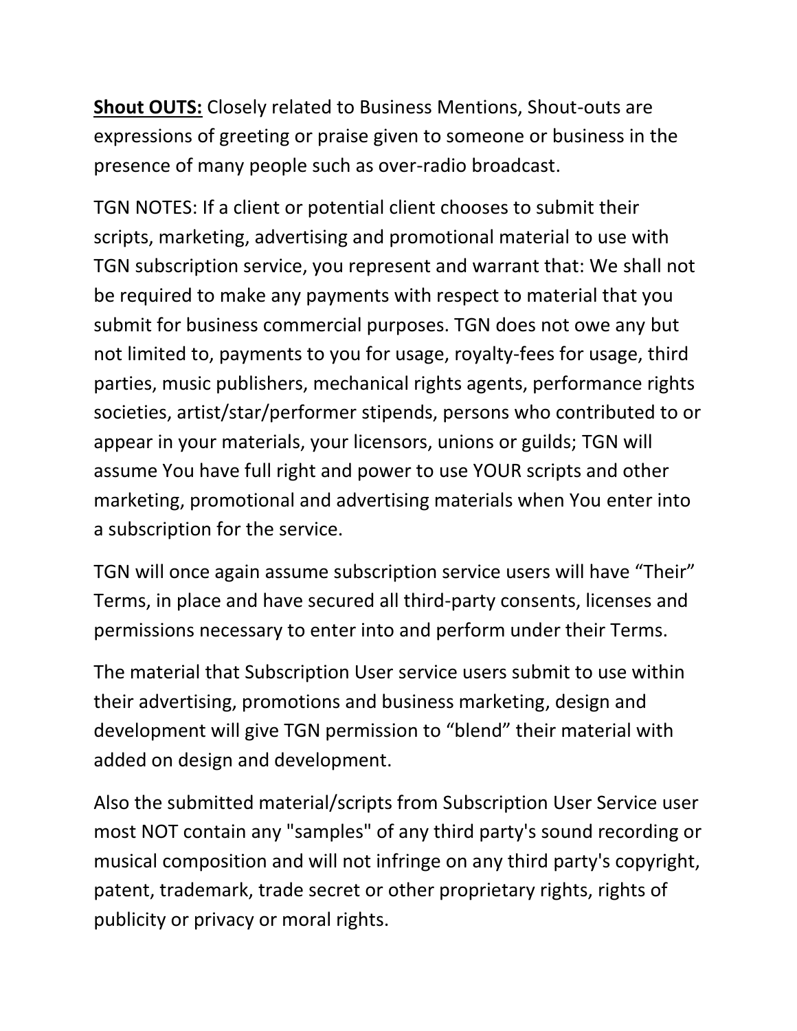**<u>Shout OUTS:</u>** Closely related to Business Mentions, Shout-outs are expressions of greeting or praise given to someone or business in the presence of many people such as over-radio broadcast.

TGN NOTES: If a client or potential client chooses to submit their scripts, marketing, advertising and promotional material to use with TGN subscription service, you represent and warrant that: We shall not be required to make any payments with respect to material that you submit for business commercial purposes. TGN does not owe any but not limited to, payments to you for usage, royalty-fees for usage, third parties, music publishers, mechanical rights agents, performance rights societies, artist/star/performer stipends, persons who contributed to or appear in your materials, your licensors, unions or guilds; TGN will assume You have full right and power to use YOUR scripts and other marketing, promotional and advertising materials when You enter into a subscription for the service.

TGN will once again assume subscription service users will have “Their” Terms, in place and have secured all third-party consents, licenses and permissions necessary to enter into and perform under their Terms.

The material that Subscription User service users submit to use within their advertising, promotions and business marketing, design and development will give TGN permission to “blend” their material with added on design and development.

Also the submitted material/scripts from Subscription User Service user most NOT contain any "samples" of any third party's sound recording or musical composition and will not infringe on any third party's copyright, patent, trademark, trade secret or other proprietary rights, rights of publicity or privacy or moral rights.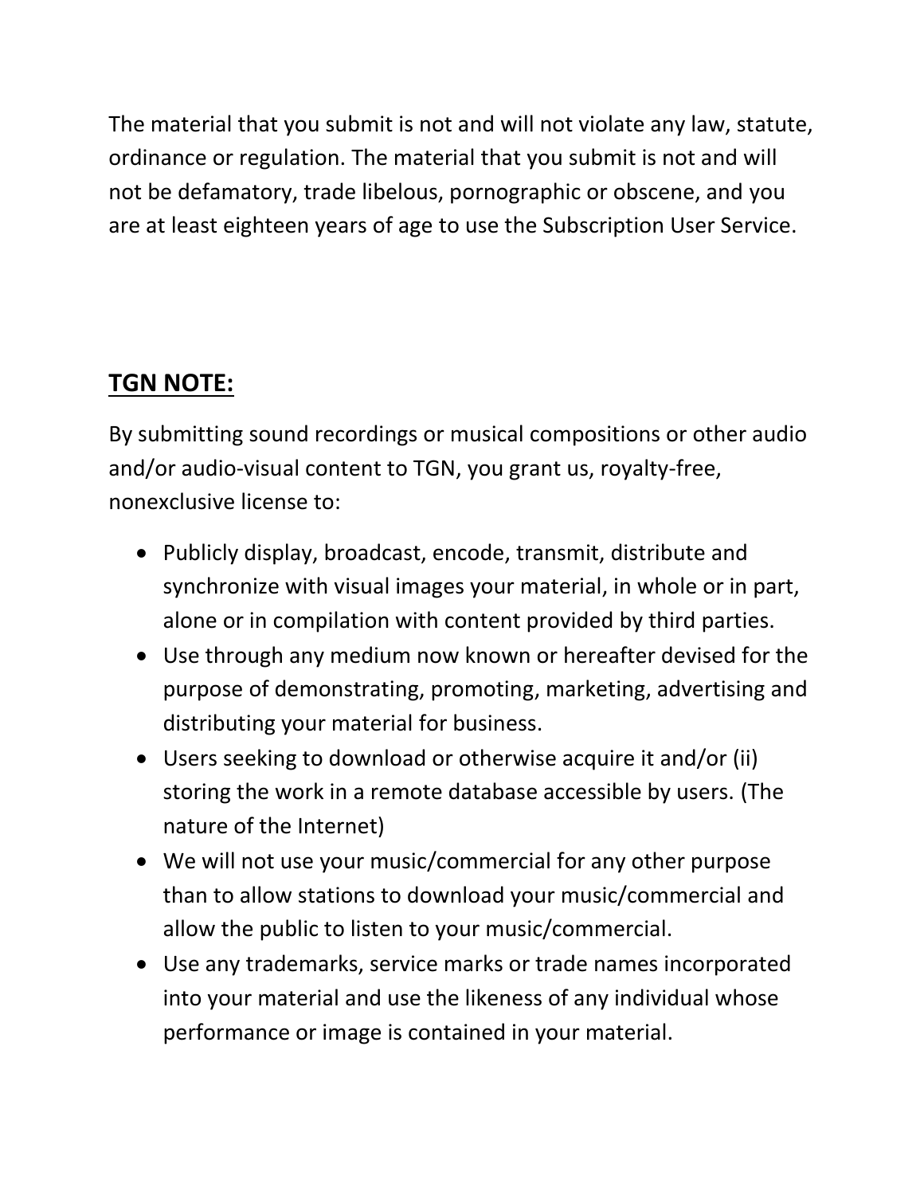The material that you submit is not and will not violate any law, statute, ordinance or regulation. The material that you submit is not and will not be defamatory, trade libelous, pornographic or obscene, and you are at least eighteen years of age to use the Subscription User Service.

## **TGN NOTE:**

By submitting sound recordings or musical compositions or other audio and/or audio-visual content to TGN, you grant us, royalty-free, nonexclusive license to:

- Publicly display, broadcast, encode, transmit, distribute and synchronize with visual images your material, in whole or in part, alone or in compilation with content provided by third parties.
- Use through any medium now known or hereafter devised for the purpose of demonstrating, promoting, marketing, advertising and distributing your material for business.
- Users seeking to download or otherwise acquire it and/or (ii) storing the work in a remote database accessible by users. (The nature of the Internet)
- We will not use your music/commercial for any other purpose than to allow stations to download your music/commercial and allow the public to listen to your music/commercial.
- Use any trademarks, service marks or trade names incorporated into your material and use the likeness of any individual whose performance or image is contained in your material.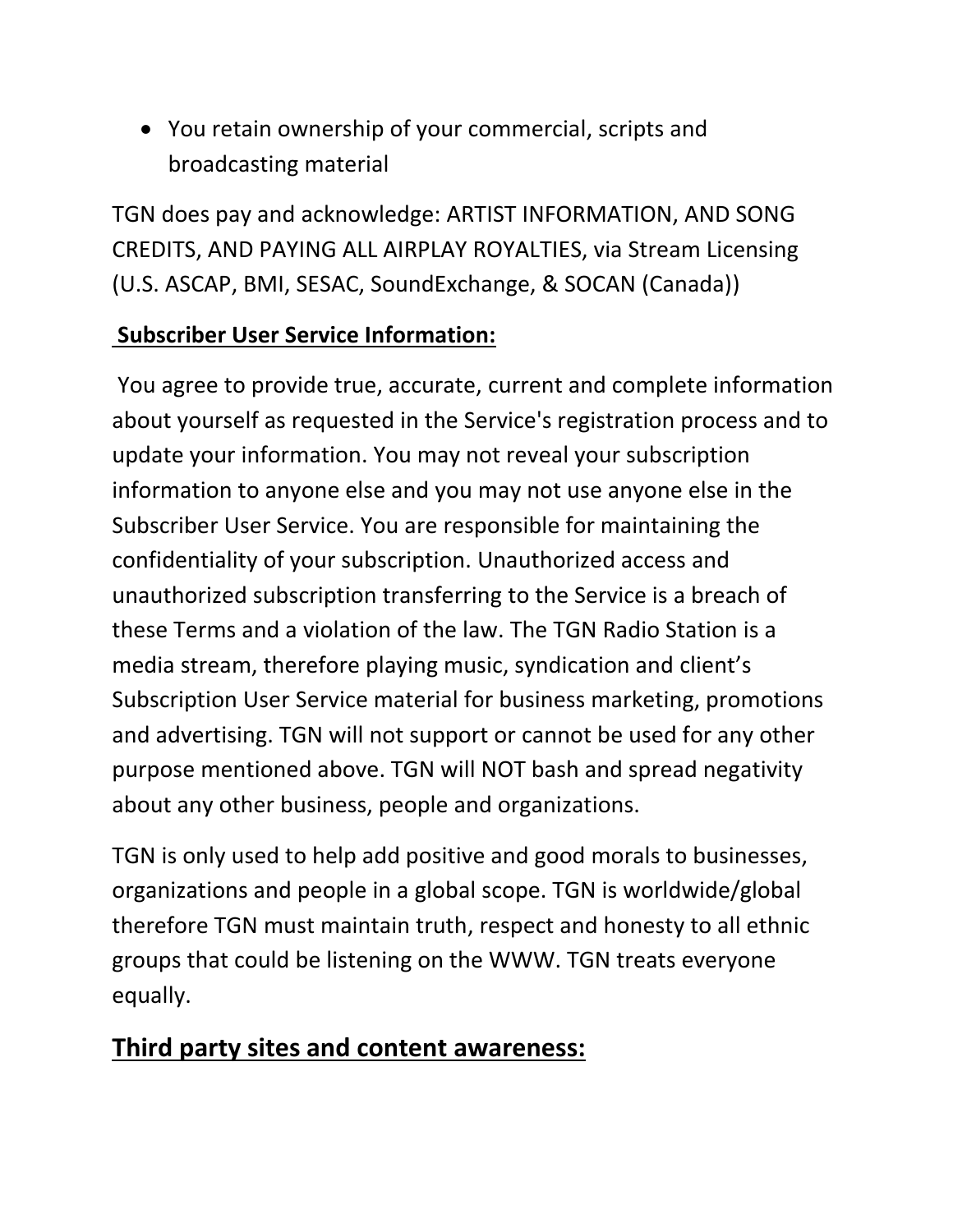- You retain ownership of your commercial, scripts and broadcasting material

TGN does pay and acknowledge: ARTIST INFORMATION, AND SONG CREDITS, AND PAYING ALL AIRPLAY ROYALTIES, via Stream Licensing (U.S. ASCAP, BMI, SESAC, SoundExchange, & SOCAN (Canada))

**Subscriber User Service Information:**

You agree to provide true, accurate, current and complete information about yourself as requested in the Service's registration process and to update your information. You may not reveal your subscription information to anyone else and you may not use anyone else in the Subscriber User Service. You are responsible for maintaining the confidentiality of your subscription. Unauthorized access and unauthorized subscription transferring to the Service is a breach of these Terms and a violation of the law. The TGN Radio Station is a media stream, therefore playing music, syndication and client's Subscription User Service material for business marketing, promotions and advertising. TGN will not support or cannot be used for any other purpose mentioned above. TGN will NOT bash and spread negativity about any other business, people and organizations.

TGN is only used to help add positive and good morals to businesses, organizations and people in a global scope. TGN is worldwide/global therefore TGN must maintain truth, respect and honesty to all ethnic groups that could be listening on the WWW. TGN treats everyone equally.

## Third party sites and content awareness: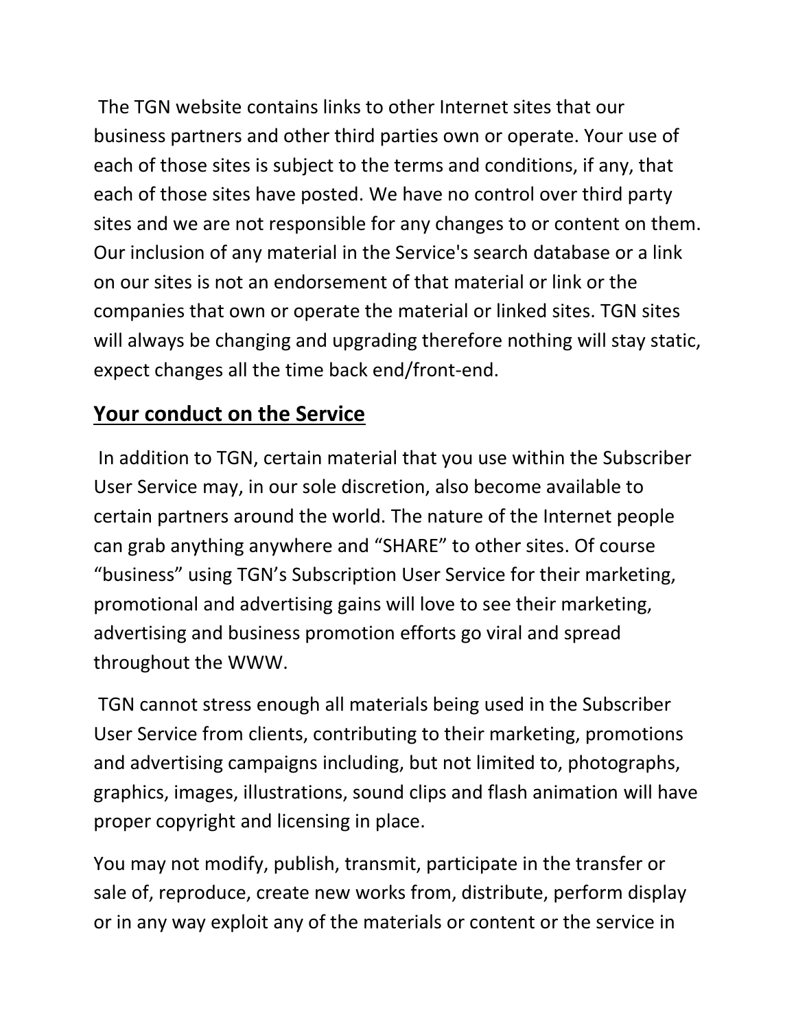The TGN website contains links to other Internet sites that our business partners and other third parties own or operate. Your use of each of those sites is subject to the terms and conditions, if any, that each of those sites have posted. We have no control over third party sites and we are not responsible for any changes to or content on them. Our inclusion of any material in the Service's search database or a link on our sites is not an endorsement of that material or link or the companies that own or operate the material or linked sites. TGN sites will always be changing and upgrading therefore nothing will stay static, expect changes all the time back end/front-end.

## Your conduct on the Service

In addition to TGN, certain material that you use within the Subscriber User Service may, in our sole discretion, also become available to certain partners around the world. The nature of the Internet people can grab anything anywhere and “SHARE” to other sites. Of course “business” using TGN’s Subscription User Service for their marketing, promotional and advertising gains will love to see their marketing, advertising and business promotion efforts go viral and spread throughout the WWW.

TGN cannot stress enough all materials being used in the Subscriber User Service from clients, contributing to their marketing, promotions and advertising campaigns including, but not limited to, photographs, graphics, images, illustrations, sound clips and flash animation will have proper copyright and licensing in place.

You may not modify, publish, transmit, participate in the transfer or sale of, reproduce, create new works from, distribute, perform display or in any way exploit any of the materials or content or the service in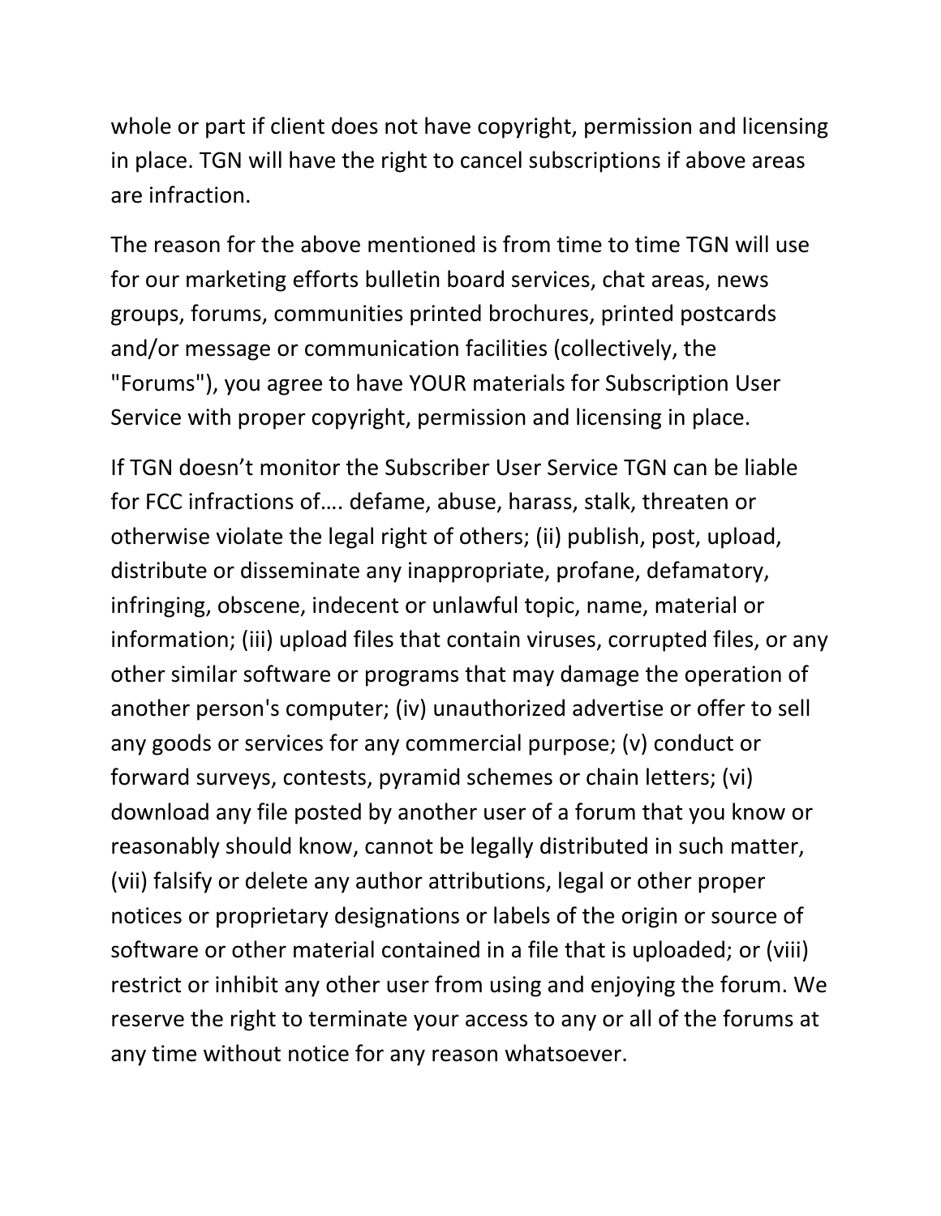whole or part if client does not have copyright, permission and licensing in place. TGN will have the right to cancel subscriptions if above areas are infraction.

The reason for the above mentioned is from time to time TGN will use for our marketing efforts bulletin board services, chat areas, news groups, forums, communities printed brochures, printed postcards and/or message or communication facilities (collectively, the "Forums"), you agree to have YOUR materials for Subscription User Service with proper copyright, permission and licensing in place.

If TGN doesn't monitor the Subscriber User Service TGN can be liable for FCC infractions of…. defame, abuse, harass, stalk, threaten or otherwise violate the legal right of others; (ii) publish, post, upload, distribute or disseminate any inappropriate, profane, defamatory, infringing, obscene, indecent or unlawful topic, name, material or information; (iii) upload files that contain viruses, corrupted files, or any other similar software or programs that may damage the operation of another person's computer; (iv) unauthorized advertise or offer to sell any goods or services for any commercial purpose; (v) conduct or forward surveys, contests, pyramid schemes or chain letters; (vi) download any file posted by another user of a forum that you know or reasonably should know, cannot be legally distributed in such matter, (vii) falsify or delete any author attributions, legal or other proper notices or proprietary designations or labels of the origin or source of software or other material contained in a file that is uploaded; or (viii) restrict or inhibit any other user from using and enjoying the forum. We reserve the right to terminate your access to any or all of the forums at any time without notice for any reason whatsoever.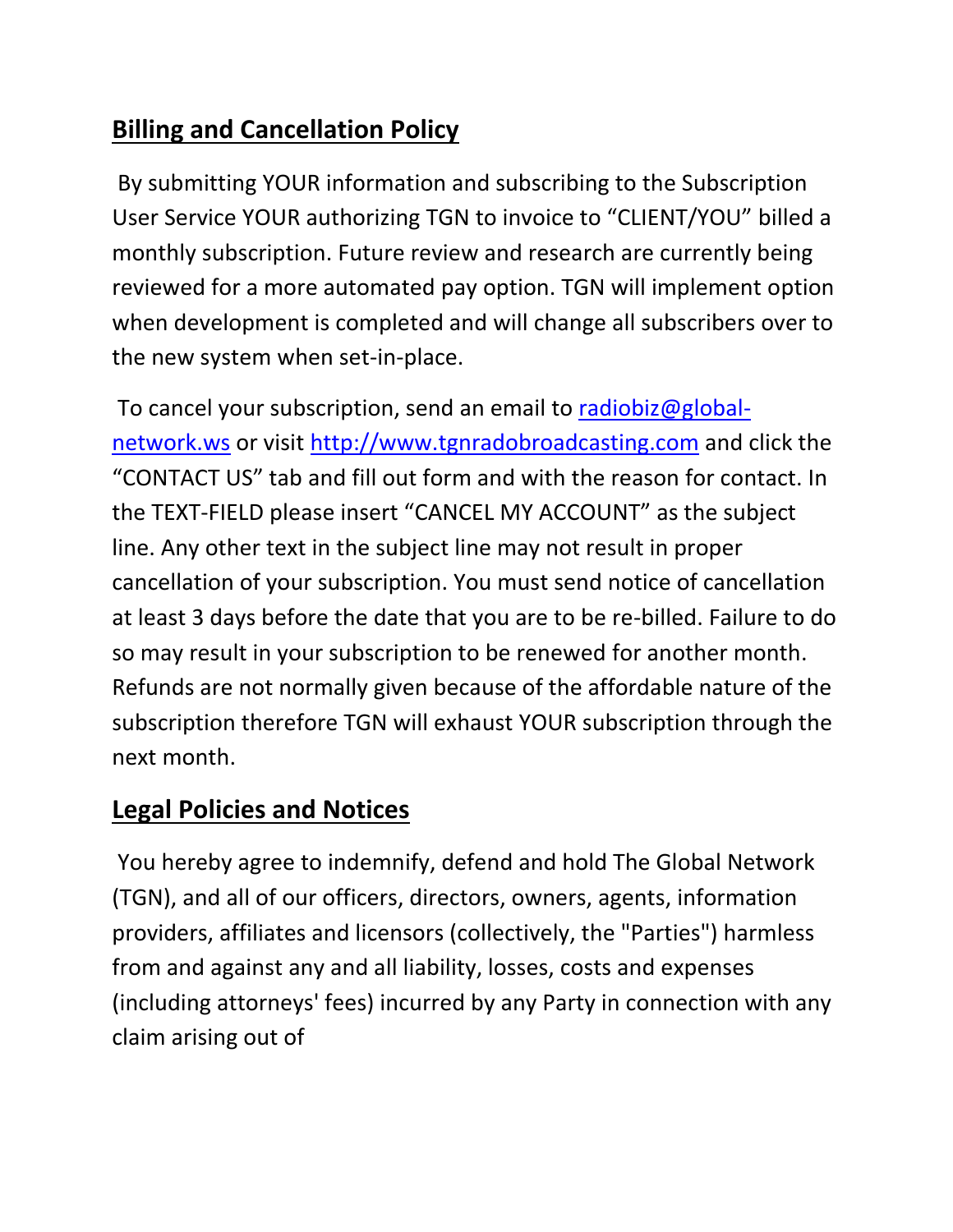## **Billing and Cancellation Policy**

By submitting YOUR information and subscribing to the Subscription User Service YOUR authorizing TGN to invoice to "CLIENT/YOU" billed a monthly subscription. Future review and research are currently being reviewed for a more automated pay option. TGN will implement option when development is completed and will change all subscribers over to the new system when set-in-place.

To cancel your subscription, send an email to radiobiz@global-network.ws or visit http://www.tgnradobroadcasting.com and click the "CONTACT US" tab and fill out form and with the reason for contact. In the TEXT-FIELD please insert "CANCEL MY ACCOUNT" as the subject line. Any other text in the subject line may not result in proper cancellation of your subscription. You must send notice of cancellation at least 3 days before the date that you are to be re-billed. Failure to do so may result in your subscription to be renewed for another month. Refunds are not normally given because of the affordable nature of the subscription therefore TGN will exhaust YOUR subscription through the next month.

## **Legal Policies and Notices**

You hereby agree to indemnify, defend and hold The Global Network (TGN), and all of our officers, directors, owners, agents, information providers, affiliates and licensors (collectively, the "Parties") harmless from and against any and all liability, losses, costs and expenses (including attorneys' fees) incurred by any Party in connection with any claim arising out of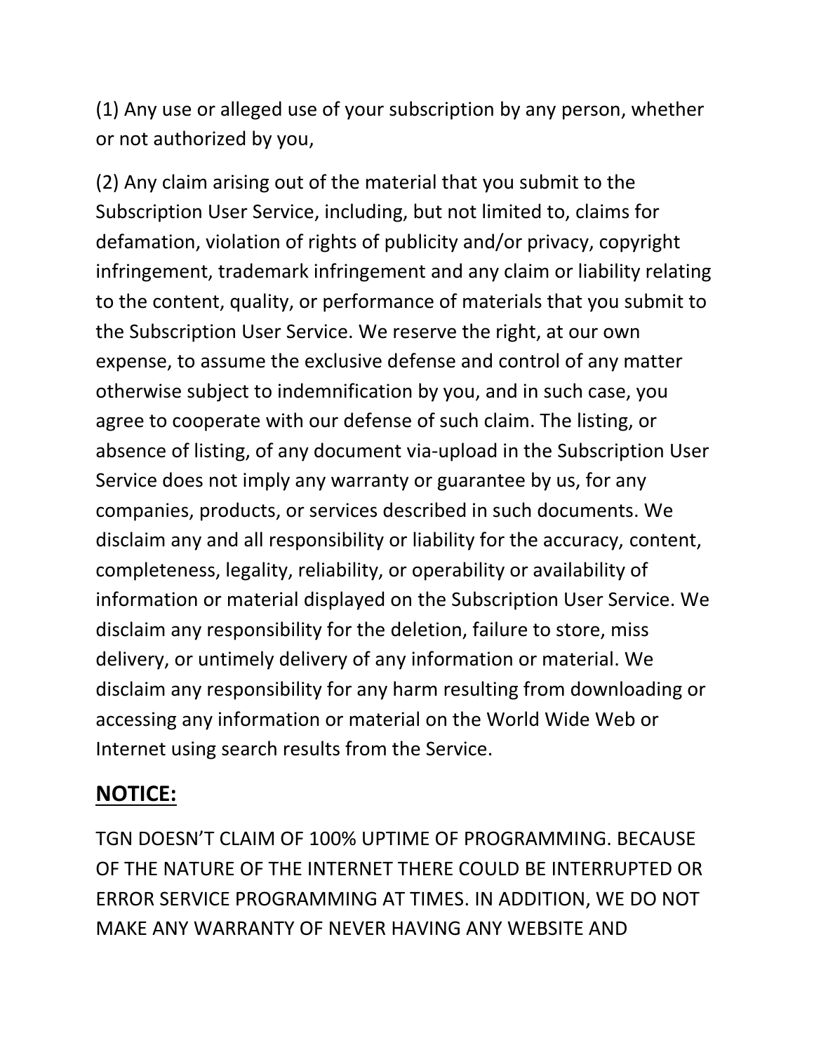(1) Any use or alleged use of your subscription by any person, whether or not authorized by you,

(2) Any claim arising out of the material that you submit to the Subscription User Service, including, but not limited to, claims for defamation, violation of rights of publicity and/or privacy, copyright infringement, trademark infringement and any claim or liability relating to the content, quality, or performance of materials that you submit to the Subscription User Service. We reserve the right, at our own expense, to assume the exclusive defense and control of any matter otherwise subject to indemnification by you, and in such case, you agree to cooperate with our defense of such claim. The listing, or absence of listing, of any document via-upload in the Subscription User Service does not imply any warranty or guarantee by us, for any companies, products, or services described in such documents. We disclaim any and all responsibility or liability for the accuracy, content, completeness, legality, reliability, or operability or availability of information or material displayed on the Subscription User Service. We disclaim any responsibility for the deletion, failure to store, miss delivery, or untimely delivery of any information or material. We disclaim any responsibility for any harm resulting from downloading or accessing any information or material on the World Wide Web or Internet using search results from the Service.

## **NOTICE:**

TGN DOESN'T CLAIM OF 100% UPTIME OF PROGRAMMING. BECAUSE OF THE NATURE OF THE INTERNET THERE COULD BE INTERRUPTED OR ERROR SERVICE PROGRAMMING AT TIMES. IN ADDITION, WE DO NOT MAKE ANY WARRANTY OF NEVER HAVING ANY WEBSITE AND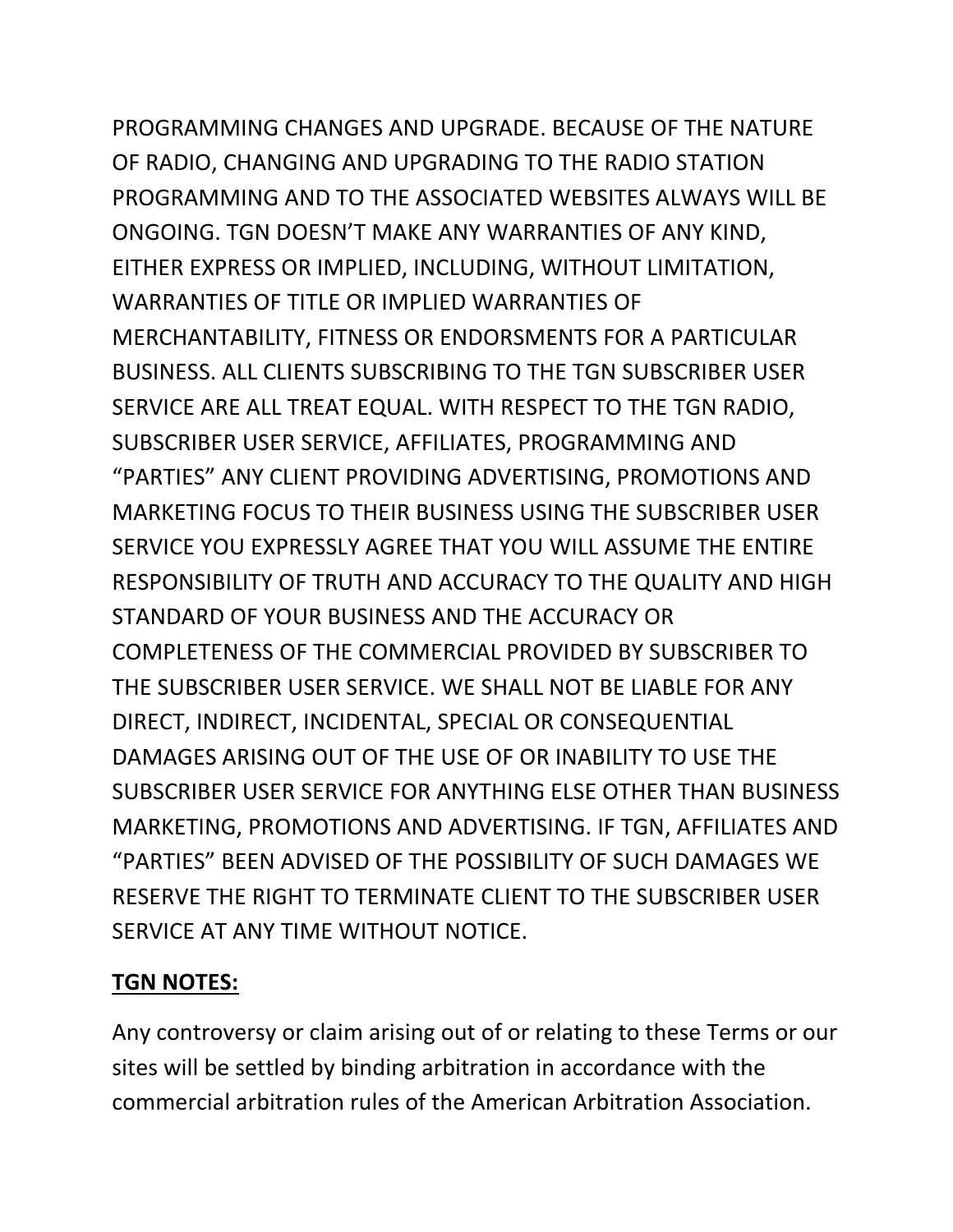PROGRAMMING CHANGES AND UPGRADE. BECAUSE OF THE NATURE OF RADIO, CHANGING AND UPGRADING TO THE RADIO STATION PROGRAMMING AND TO THE ASSOCIATED WEBSITES ALWAYS WILL BE ONGOING. TGN DOESN'T MAKE ANY WARRANTIES OF ANY KIND, EITHER EXPRESS OR IMPLIED, INCLUDING, WITHOUT LIMITATION, WARRANTIES OF TITLE OR IMPLIED WARRANTIES OF MERCHANTABILITY, FITNESS OR ENDORSMENTS FOR A PARTICULAR BUSINESS. ALL CLIENTS SUBSCRIBING TO THE TGN SUBSCRIBER USER SERVICE ARE ALL TREAT EQUAL. WITH RESPECT TO THE TGN RADIO, SUBSCRIBER USER SERVICE, AFFILIATES, PROGRAMMING AND "PARTIES" ANY CLIENT PROVIDING ADVERTISING, PROMOTIONS AND MARKETING FOCUS TO THEIR BUSINESS USING THE SUBSCRIBER USER SERVICE YOU EXPRESSLY AGREE THAT YOU WILL ASSUME THE ENTIRE RESPONSIBILITY OF TRUTH AND ACCURACY TO THE QUALITY AND HIGH STANDARD OF YOUR BUSINESS AND THE ACCURACY OR COMPLETENESS OF THE COMMERCIAL PROVIDED BY SUBSCRIBER TO THE SUBSCRIBER USER SERVICE. WE SHALL NOT BE LIABLE FOR ANY DIRECT, INDIRECT, INCIDENTAL, SPECIAL OR CONSEQUENTIAL DAMAGES ARISING OUT OF THE USE OF OR INABILITY TO USE THE SUBSCRIBER USER SERVICE FOR ANYTHING ELSE OTHER THAN BUSINESS MARKETING, PROMOTIONS AND ADVERTISING. IF TGN, AFFILIATES AND "PARTIES" BEEN ADVISED OF THE POSSIBILITY OF SUCH DAMAGES WE RESERVE THE RIGHT TO TERMINATE CLIENT TO THE SUBSCRIBER USER SERVICE AT ANY TIME WITHOUT NOTICE.

**TGN NOTES:**

Any controversy or claim arising out of or relating to these Terms or our sites will be settled by binding arbitration in accordance with the commercial arbitration rules of the American Arbitration Association.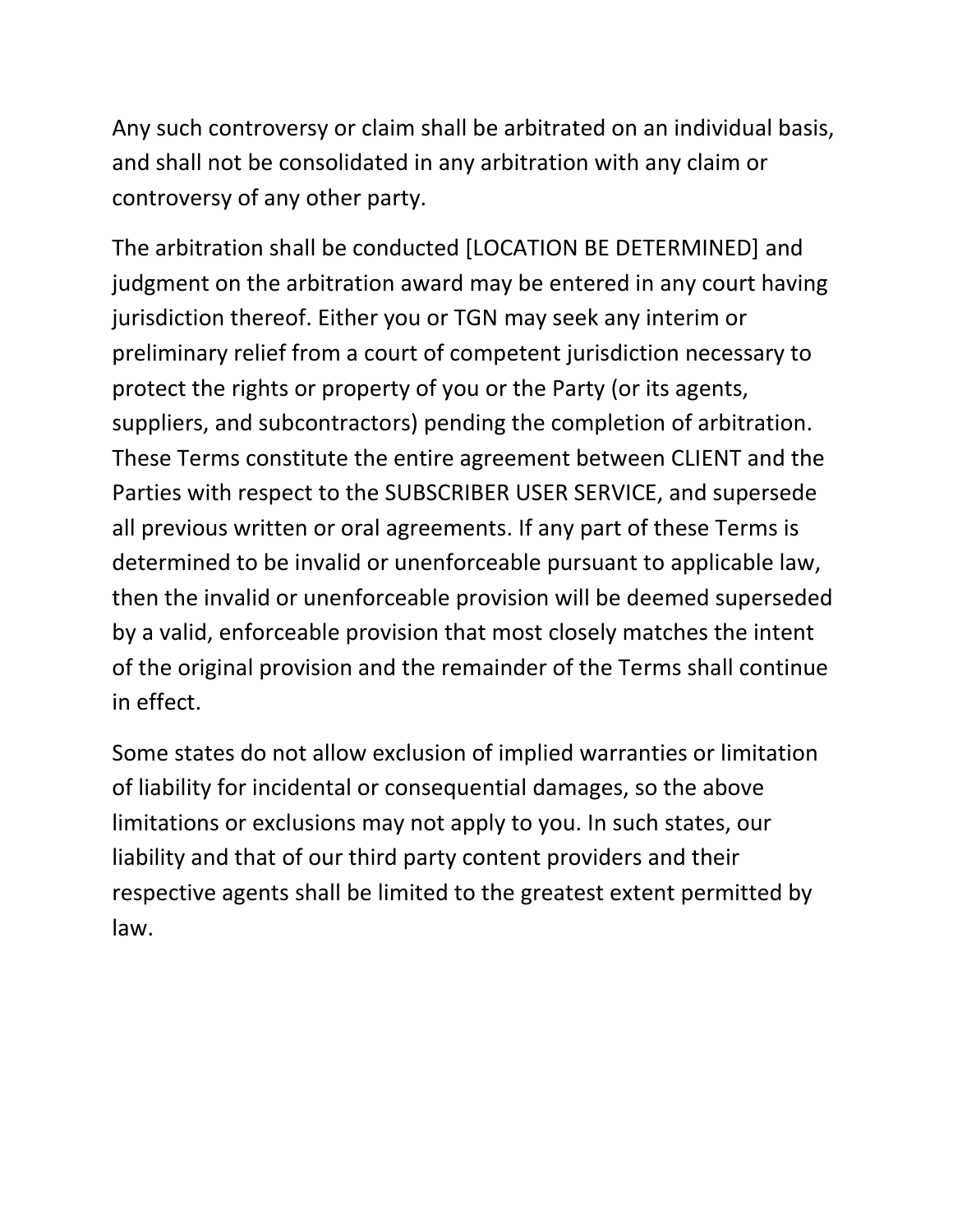Any such controversy or claim shall be arbitrated on an individual basis, and shall not be consolidated in any arbitration with any claim or controversy of any other party.

The arbitration shall be conducted [LOCATION BE DETERMINED] and judgment on the arbitration award may be entered in any court having jurisdiction thereof. Either you or TGN may seek any interim or preliminary relief from a court of competent jurisdiction necessary to protect the rights or property of you or the Party (or its agents, suppliers, and subcontractors) pending the completion of arbitration. These Terms constitute the entire agreement between CLIENT and the Parties with respect to the SUBSCRIBER USER SERVICE, and supersede all previous written or oral agreements. If any part of these Terms is determined to be invalid or unenforceable pursuant to applicable law, then the invalid or unenforceable provision will be deemed superseded by a valid, enforceable provision that most closely matches the intent of the original provision and the remainder of the Terms shall continue in effect.

Some states do not allow exclusion of implied warranties or limitation of liability for incidental or consequential damages, so the above limitations or exclusions may not apply to you. In such states, our liability and that of our third party content providers and their respective agents shall be limited to the greatest extent permitted by law.